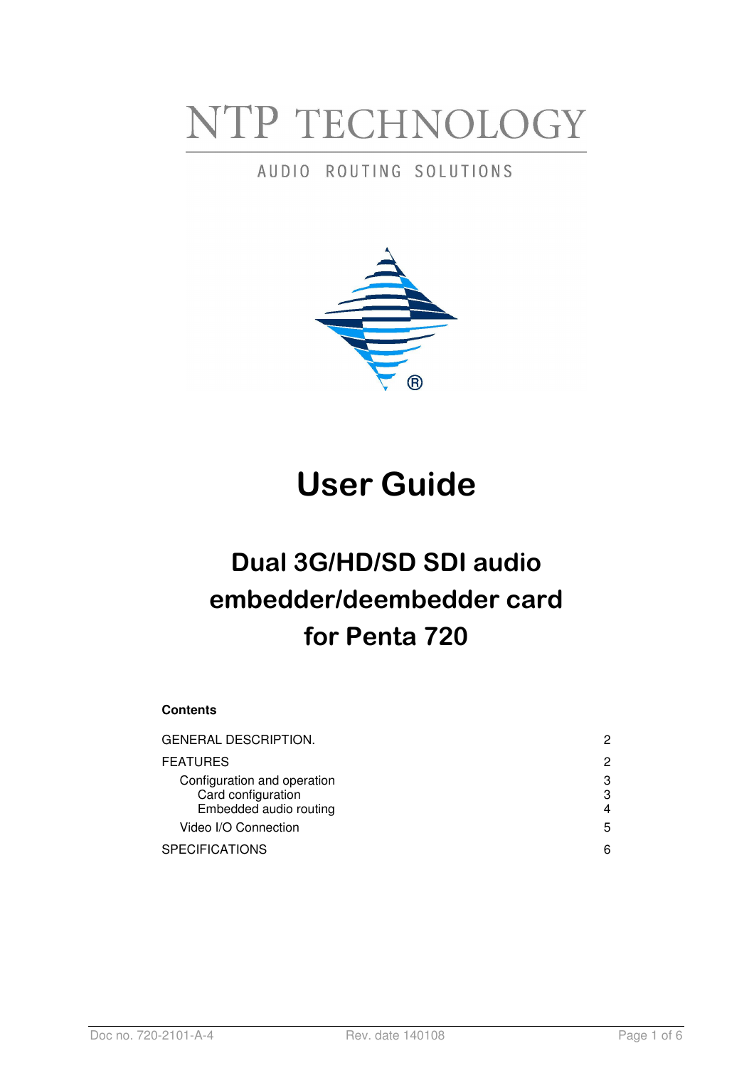NTP TECHNOLOGY

AUDIO ROUTING SOLUTIONS

# User Guide

## Dual 3G/HD/SD SDI audio embedder/deembedder card for Penta 720

**Contents**

| | |
|---|---|
| GENERAL DESCRIPTION. | 2 |
| FEATURES | 2 |
| Configuration and operation | 3 |
| Card configuration | 3 |
| Embedded audio routing | 4 |
| Video I/O Connection | 5 |
| SPECIFICATIONS | 6 |

Doc no. 720-2101-A-4 Rev. date 140108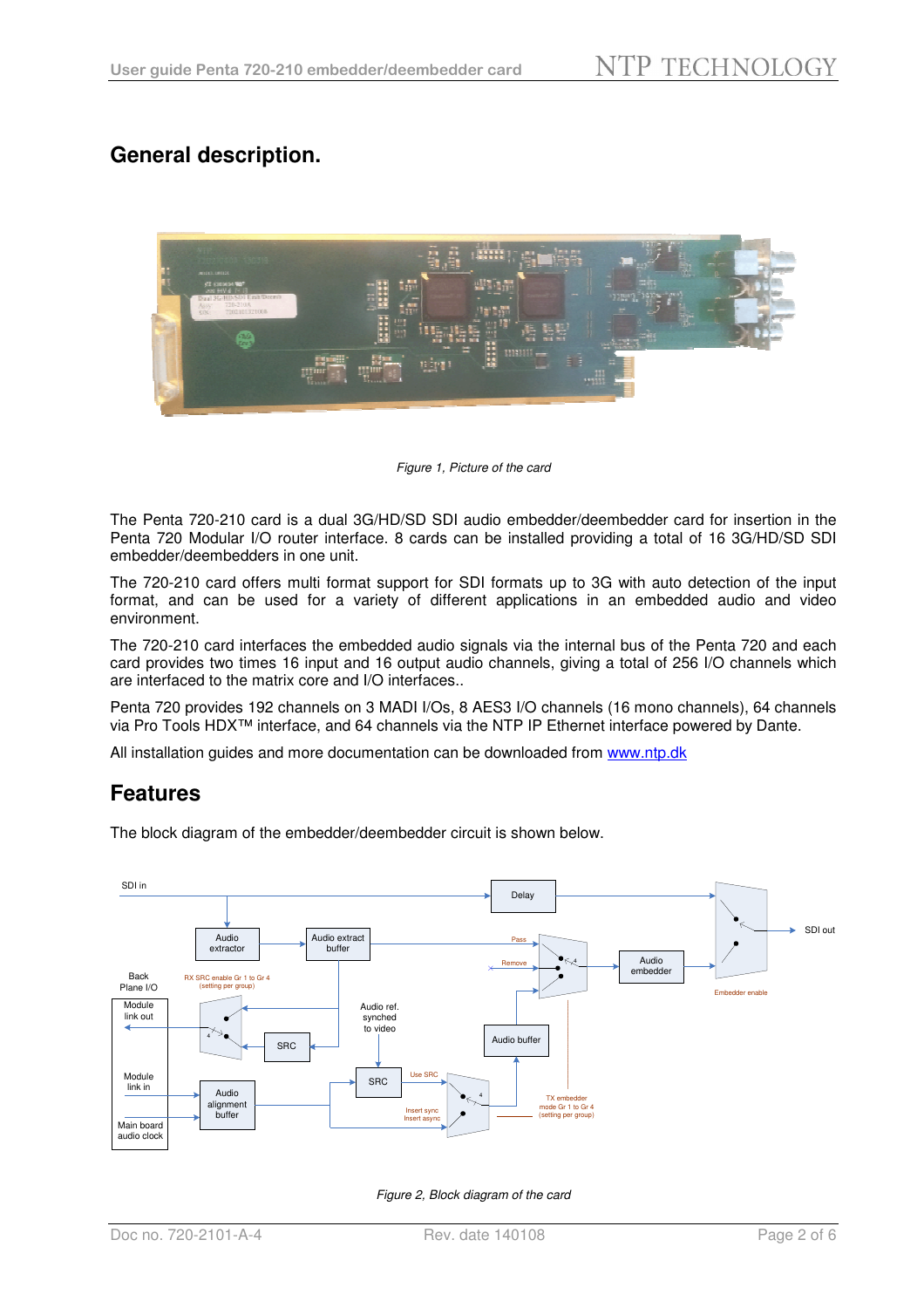# General description.

*Figure 1, Picture of the card*

The Penta 720-210 card is a dual 3G/HD/SD SDI audio embedder/deembedder card for insertion in the Penta 720 Modular I/O router interface. 8 cards can be installed providing a total of 16 3G/HD/SD SDI embedder/deembedders in one unit.

The 720-210 card offers multi format support for SDI formats up to 3G with auto detection of the input format, and can be used for a variety of different applications in an embedded audio and video environment.

The 720-210 card interfaces the embedded audio signals via the internal bus of the Penta 720 and each card provides two times 16 input and 16 output audio channels, giving a total of 256 I/O channels which are interfaced to the matrix core and I/O interfaces..

Penta 720 provides 192 channels on 3 MADI I/Os, 8 AES3 I/O channels (16 mono channels), 64 channels via Pro Tools HDX™ interface, and 64 channels via the NTP IP Ethernet interface powered by Dante.

All installation guides and more documentation can be downloaded from www.ntp.dk

## Features

The block diagram of the embedder/deembedder circuit is shown below.

*Figure 2, Block diagram of the card*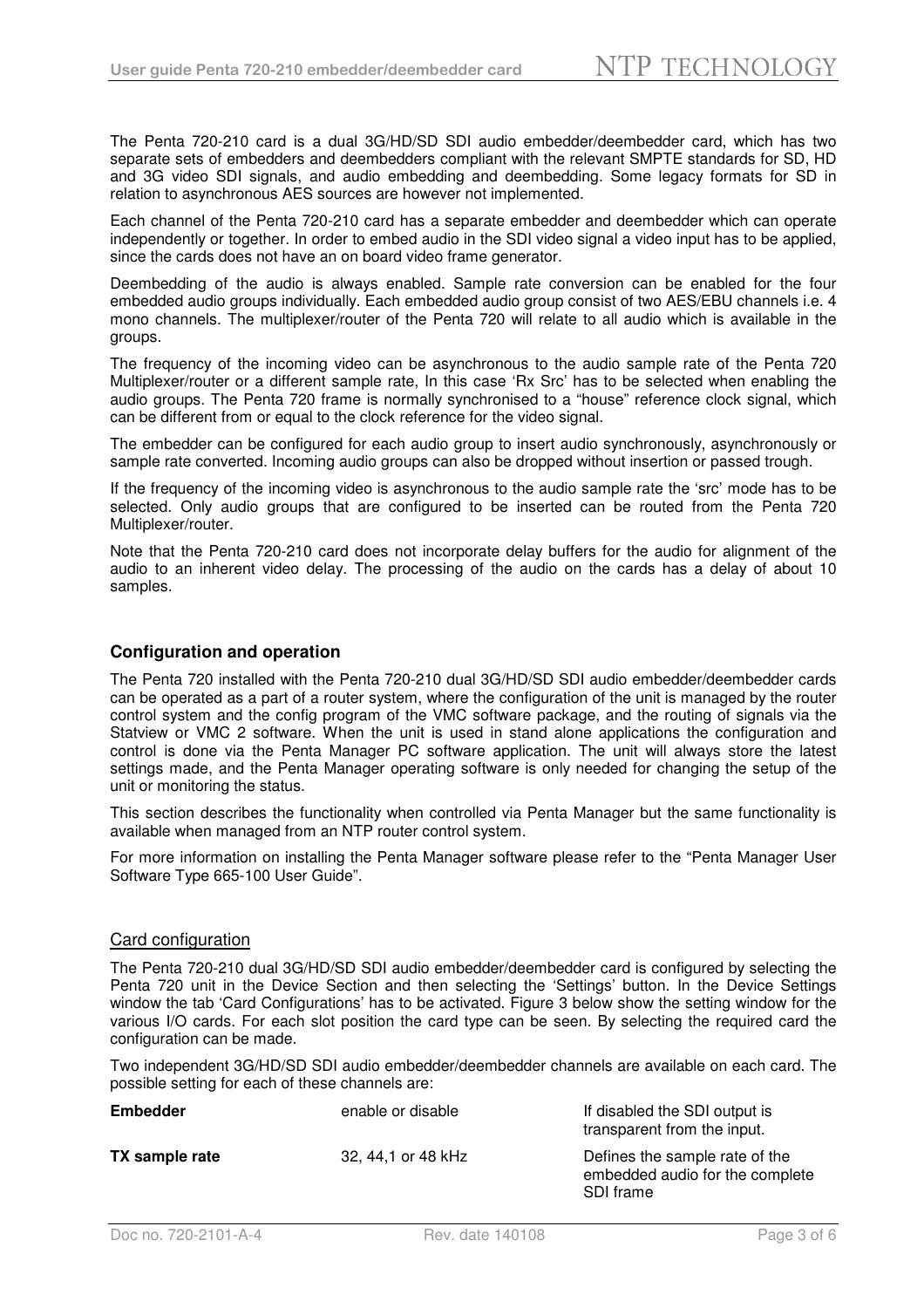The Penta 720-210 card is a dual 3G/HD/SD SDI audio embedder/deembedder card, which has two separate sets of embedders and deembedders compliant with the relevant SMPTE standards for SD, HD and 3G video SDI signals, and audio embedding and deembedding. Some legacy formats for SD in relation to asynchronous AES sources are however not implemented.

Each channel of the Penta 720-210 card has a separate embedder and deembedder which can operate independently or together. In order to embed audio in the SDI video signal a video input has to be applied, since the cards does not have an on board video frame generator.

Deembedding of the audio is always enabled. Sample rate conversion can be enabled for the four embedded audio groups individually. Each embedded audio group consist of two AES/EBU channels i.e. 4 mono channels. The multiplexer/router of the Penta 720 will relate to all audio which is available in the groups.

The frequency of the incoming video can be asynchronous to the audio sample rate of the Penta 720 Multiplexer/router or a different sample rate, In this case 'Rx Src' has to be selected when enabling the audio groups. The Penta 720 frame is normally synchronised to a "house" reference clock signal, which can be different from or equal to the clock reference for the video signal.

The embedder can be configured for each audio group to insert audio synchronously, asynchronously or sample rate converted. Incoming audio groups can also be dropped without insertion or passed trough.

If the frequency of the incoming video is asynchronous to the audio sample rate the 'src' mode has to be selected. Only audio groups that are configured to be inserted can be routed from the Penta 720 Multiplexer/router.

Note that the Penta 720-210 card does not incorporate delay buffers for the audio for alignment of the audio to an inherent video delay. The processing of the audio on the cards has a delay of about 10 samples.

## Configuration and operation

The Penta 720 installed with the Penta 720-210 dual 3G/HD/SD SDI audio embedder/deembedder cards can be operated as a part of a router system, where the configuration of the unit is managed by the router control system and the config program of the VMC software package, and the routing of signals via the Statview or VMC 2 software. When the unit is used in stand alone applications the configuration and control is done via the Penta Manager PC software application. The unit will always store the latest settings made, and the Penta Manager operating software is only needed for changing the setup of the unit or monitoring the status.

This section describes the functionality when controlled via Penta Manager but the same functionality is available when managed from an NTP router control system.

For more information on installing the Penta Manager software please refer to the "Penta Manager User Software Type 665-100 User Guide".

### Card configuration

The Penta 720-210 dual 3G/HD/SD SDI audio embedder/deembedder card is configured by selecting the Penta 720 unit in the Device Section and then selecting the 'Settings' button. In the Device Settings window the tab 'Card Configurations' has to be activated. Figure 3 below show the setting window for the various I/O cards. For each slot position the card type can be seen. By selecting the required card the configuration can be made.

Two independent 3G/HD/SD SDI audio embedder/deembedder channels are available on each card. The possible setting for each of these channels are:

| | | |
|---|---|---|
| **Embedder** | enable or disable | If disabled the SDI output is transparent from the input. |
| **TX sample rate** | 32, 44,1 or 48 kHz | Defines the sample rate of the embedded audio for the complete SDI frame |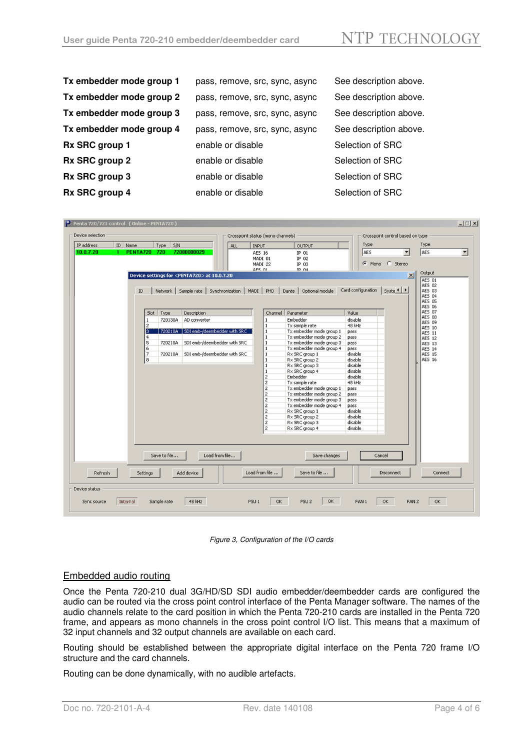| | | |
|---|---|---|
| **Tx embedder mode group 1** | pass, remove, src, sync, async | See description above. |
| **Tx embedder mode group 2** | pass, remove, src, sync, async | See description above. |
| **Tx embedder mode group 3** | pass, remove, src, sync, async | See description above. |
| **Tx embedder mode group 4** | pass, remove, src, sync, async | See description above. |
| **Rx SRC group 1** | enable or disable | Selection of SRC |
| **Rx SRC group 2** | enable or disable | Selection of SRC |
| **Rx SRC group 3** | enable or disable | Selection of SRC |
| **Rx SRC group 4** | enable or disable | Selection of SRC |

*Figure 3, Configuration of the I/O cards*

## Embedded audio routing

Once the Penta 720-210 dual 3G/HD/SD SDI audio embedder/deembedder cards are configured the audio can be routed via the cross point control interface of the Penta Manager software. The names of the audio channels relate to the card position in which the Penta 720-210 cards are installed in the Penta 720 frame, and appears as mono channels in the cross point control I/O list. This means that a maximum of 32 input channels and 32 output channels are available on each card.

Routing should be established between the appropriate digital interface on the Penta 720 frame I/O structure and the card channels.

Routing can be done dynamically, with no audible artefacts.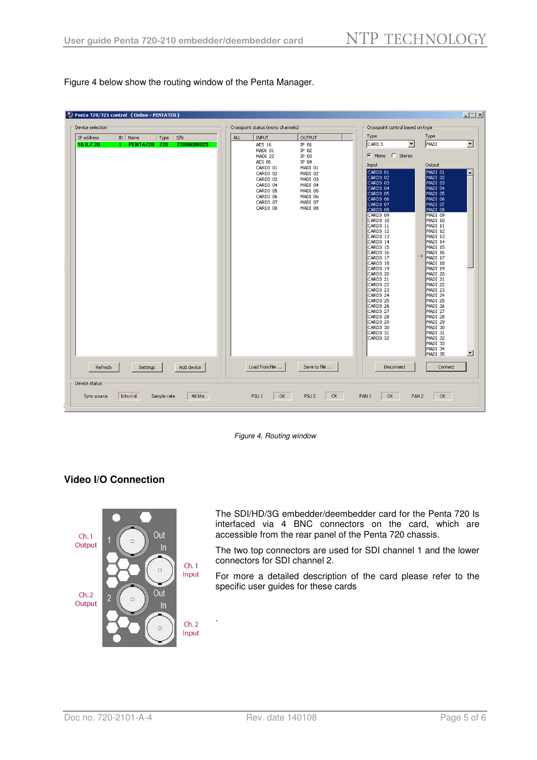Figure 4 below show the routing window of the Penta Manager.

*Figure 4, Routing window*

## Video I/O Connection

The SDI/HD/3G embedder/deembedder card for the Penta 720 Is interfaced via 4 BNC connectors on the card, which are accessible from the rear panel of the Penta 720 chassis.

The two top connectors are used for SDI channel 1 and the lower connectors for SDI channel 2.

For more a detailed description of the card please refer to the specific user guides for these cards

.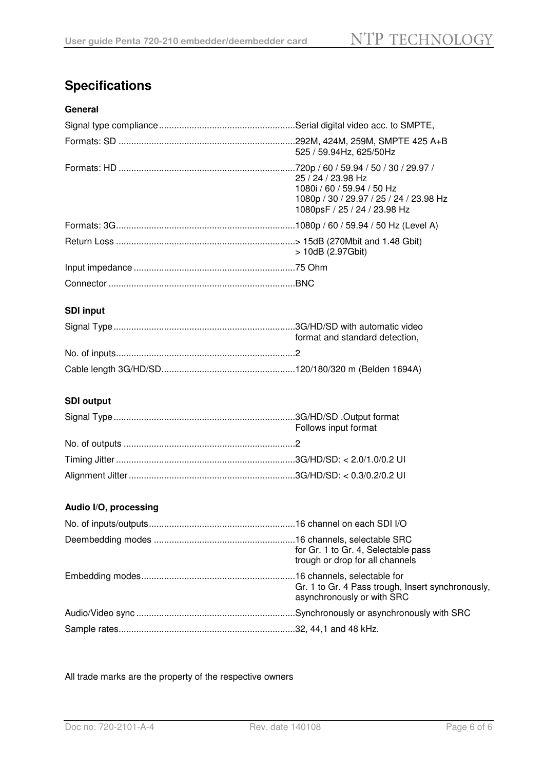# Specifications

### General

| | |
|---|---|
| Signal type compliance | Serial digital video acc. to SMPTE, |
| Formats: SD | 292M, 424M, 259M, SMPTE 425 A+B<br>525 / 59.94Hz, 625/50Hz |
| Formats: HD | 720p / 60 / 59.94 / 50 / 30 / 29.97 /<br>25 / 24 / 23.98 Hz<br>1080i / 60 / 59.94 / 50 Hz<br>1080p / 30 / 29.97 / 25 / 24 / 23.98 Hz<br>1080psF / 25 / 24 / 23.98 Hz |
| Formats: 3G | 1080p / 60 / 59.94 / 50 Hz (Level A) |
| Return Loss | > 15dB (270Mbit and 1.48 Gbit)<br>> 10dB (2.97Gbit) |
| Input impedance | 75 Ohm |
| Connector | BNC |

### SDI input

| | |
|---|---|
| Signal Type | 3G/HD/SD with automatic video<br>format and standard detection, |
| No. of inputs | 2 |
| Cable length 3G/HD/SD | 120/180/320 m (Belden 1694A) |

### SDI output

| | |
|---|---|
| Signal Type | 3G/HD/SD .Output format<br>Follows input format |
| No. of outputs | 2 |
| Timing Jitter | 3G/HD/SD: < 2.0/1.0/0.2 UI |
| Alignment Jitter | 3G/HD/SD: < 0.3/0.2/0.2 UI |

### Audio I/O, processing

| | |
|---|---|
| No. of inputs/outputs | 16 channel on each SDI I/O |
| Deembedding modes | 16 channels, selectable SRC<br>for Gr. 1 to Gr. 4, Selectable pass<br>trough or drop for all channels |
| Embedding modes | 16 channels, selectable for<br>Gr. 1 to Gr. 4 Pass trough, Insert synchronously,<br>asynchronously or with SRC |
| Audio/Video sync | Synchronously or asynchronously with SRC |
| Sample rates | 32, 44,1 and 48 kHz. |

All trade marks are the property of the respective owners